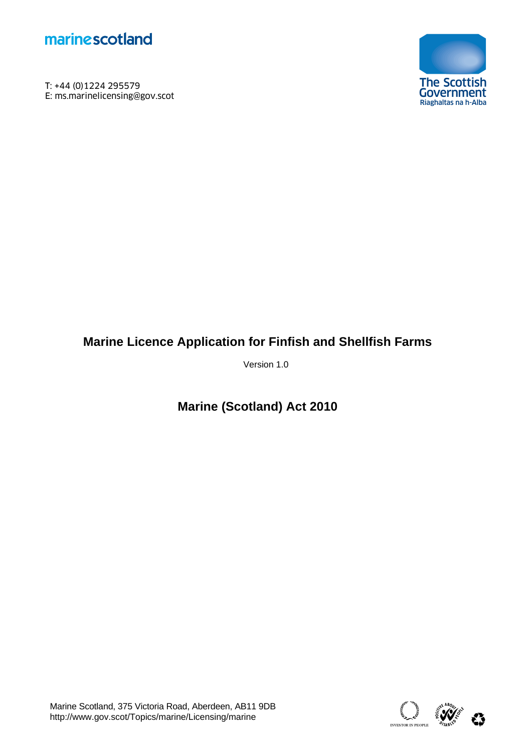marinescotland

T: +44 (0)1224 295579
E: ms.marinelicensing@gov.scot

The Scottish Government
Riaghaltas na h-Alba

# Marine Licence Application for Finfish and Shellfish Farms

Version 1.0

## Marine (Scotland) Act 2010

Marine Scotland, 375 Victoria Road, Aberdeen, AB11 9DB
http://www.gov.scot/Topics/marine/Licensing/marine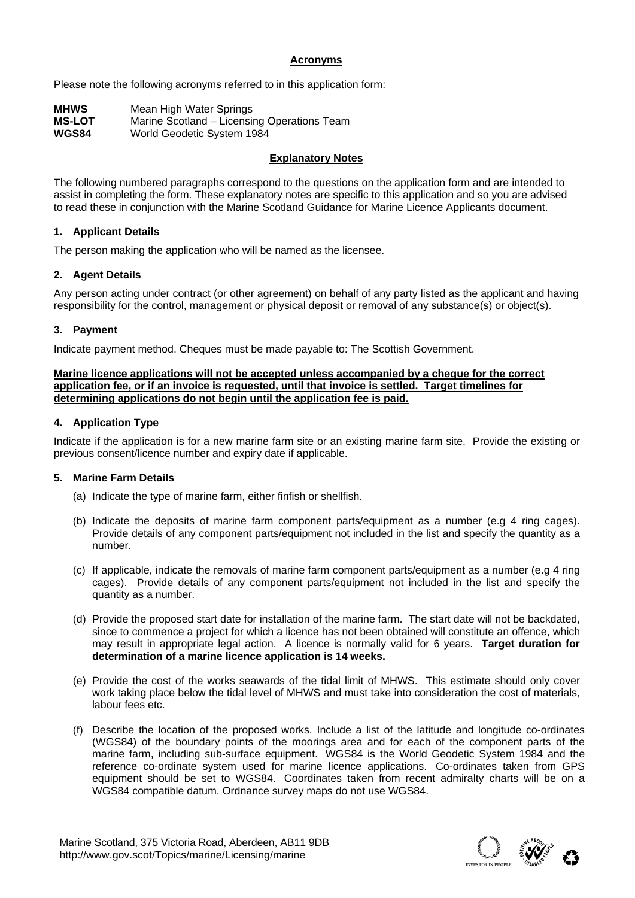## Acronyms

Please note the following acronyms referred to in this application form:

| | |
|---|---|
| **MHWS** | Mean High Water Springs |
| **MS-LOT** | Marine Scotland – Licensing Operations Team |
| **WGS84** | World Geodetic System 1984 |

## Explanatory Notes

The following numbered paragraphs correspond to the questions on the application form and are intended to assist in completing the form. These explanatory notes are specific to this application and so you are advised to read these in conjunction with the Marine Scotland Guidance for Marine Licence Applicants document.

### 1. Applicant Details

The person making the application who will be named as the licensee.

### 2. Agent Details

Any person acting under contract (or other agreement) on behalf of any party listed as the applicant and having responsibility for the control, management or physical deposit or removal of any substance(s) or object(s).

### 3. Payment

Indicate payment method. Cheques must be made payable to: The Scottish Government.

**Marine licence applications will not be accepted unless accompanied by a cheque for the correct application fee, or if an invoice is requested, until that invoice is settled. Target timelines for determining applications do not begin until the application fee is paid.**

### 4. Application Type

Indicate if the application is for a new marine farm site or an existing marine farm site. Provide the existing or previous consent/licence number and expiry date if applicable.

### 5. Marine Farm Details

(a) Indicate the type of marine farm, either finfish or shellfish.

(b) Indicate the deposits of marine farm component parts/equipment as a number (e.g 4 ring cages). Provide details of any component parts/equipment not included in the list and specify the quantity as a number.

(c) If applicable, indicate the removals of marine farm component parts/equipment as a number (e.g 4 ring cages). Provide details of any component parts/equipment not included in the list and specify the quantity as a number.

(d) Provide the proposed start date for installation of the marine farm. The start date will not be backdated, since to commence a project for which a licence has not been obtained will constitute an offence, which may result in appropriate legal action. A licence is normally valid for 6 years. **Target duration for determination of a marine licence application is 14 weeks.**

(e) Provide the cost of the works seawards of the tidal limit of MHWS. This estimate should only cover work taking place below the tidal level of MHWS and must take into consideration the cost of materials, labour fees etc.

(f) Describe the location of the proposed works. Include a list of the latitude and longitude co-ordinates (WGS84) of the boundary points of the moorings area and for each of the component parts of the marine farm, including sub-surface equipment. WGS84 is the World Geodetic System 1984 and the reference co-ordinate system used for marine licence applications. Co-ordinates taken from GPS equipment should be set to WGS84. Coordinates taken from recent admiralty charts will be on a WGS84 compatible datum. Ordnance survey maps do not use WGS84.

Marine Scotland, 375 Victoria Road, Aberdeen, AB11 9DB
http://www.gov.scot/Topics/marine/Licensing/marine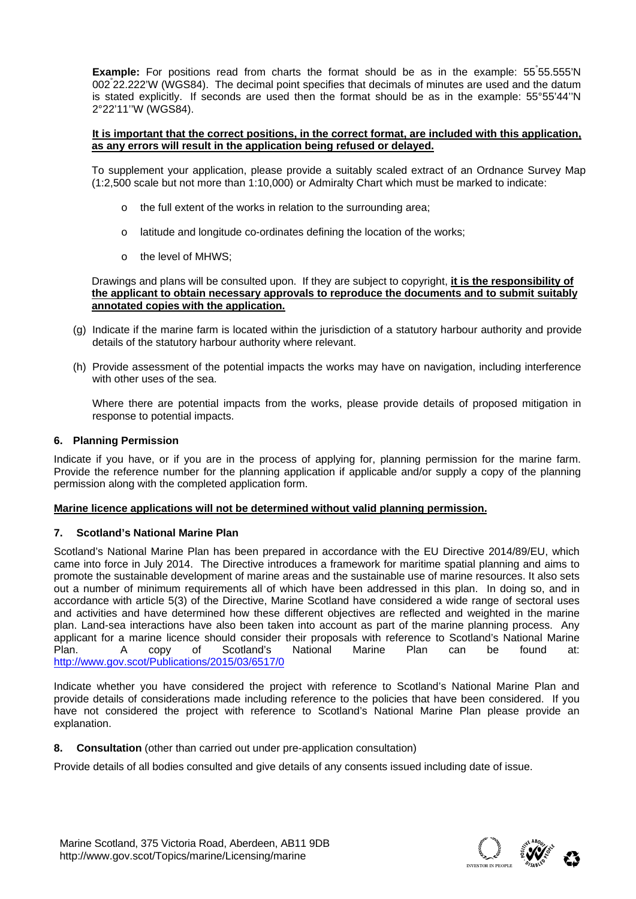**Example:** For positions read from charts the format should be as in the example: 55˚55.555'N 002˚22.222'W (WGS84). The decimal point specifies that decimals of minutes are used and the datum is stated explicitly. If seconds are used then the format should be as in the example: 55°55'44''N 2°22'11''W (WGS84).

**It is important that the correct positions, in the correct format, are included with this application, as any errors will result in the application being refused or delayed.**

To supplement your application, please provide a suitably scaled extract of an Ordnance Survey Map (1:2,500 scale but not more than 1:10,000) or Admiralty Chart which must be marked to indicate:

- the full extent of the works in relation to the surrounding area;
- latitude and longitude co-ordinates defining the location of the works;
- the level of MHWS;

Drawings and plans will be consulted upon. If they are subject to copyright, **it is the responsibility of the applicant to obtain necessary approvals to reproduce the documents and to submit suitably annotated copies with the application.**

(g) Indicate if the marine farm is located within the jurisdiction of a statutory harbour authority and provide details of the statutory harbour authority where relevant.

(h) Provide assessment of the potential impacts the works may have on navigation, including interference with other uses of the sea.

Where there are potential impacts from the works, please provide details of proposed mitigation in response to potential impacts.

## 6. Planning Permission

Indicate if you have, or if you are in the process of applying for, planning permission for the marine farm. Provide the reference number for the planning application if applicable and/or supply a copy of the planning permission along with the completed application form.

**Marine licence applications will not be determined without valid planning permission.**

## 7. Scotland's National Marine Plan

Scotland's National Marine Plan has been prepared in accordance with the EU Directive 2014/89/EU, which came into force in July 2014. The Directive introduces a framework for maritime spatial planning and aims to promote the sustainable development of marine areas and the sustainable use of marine resources. It also sets out a number of minimum requirements all of which have been addressed in this plan. In doing so, and in accordance with article 5(3) of the Directive, Marine Scotland have considered a wide range of sectoral uses and activities and have determined how these different objectives are reflected and weighted in the marine plan. Land-sea interactions have also been taken into account as part of the marine planning process. Any applicant for a marine licence should consider their proposals with reference to Scotland's National Marine Plan. A copy of Scotland's National Marine Plan can be found at: http://www.gov.scot/Publications/2015/03/6517/0

Indicate whether you have considered the project with reference to Scotland's National Marine Plan and provide details of considerations made including reference to the policies that have been considered. If you have not considered the project with reference to Scotland's National Marine Plan please provide an explanation.

## 8. Consultation (other than carried out under pre-application consultation)

Provide details of all bodies consulted and give details of any consents issued including date of issue.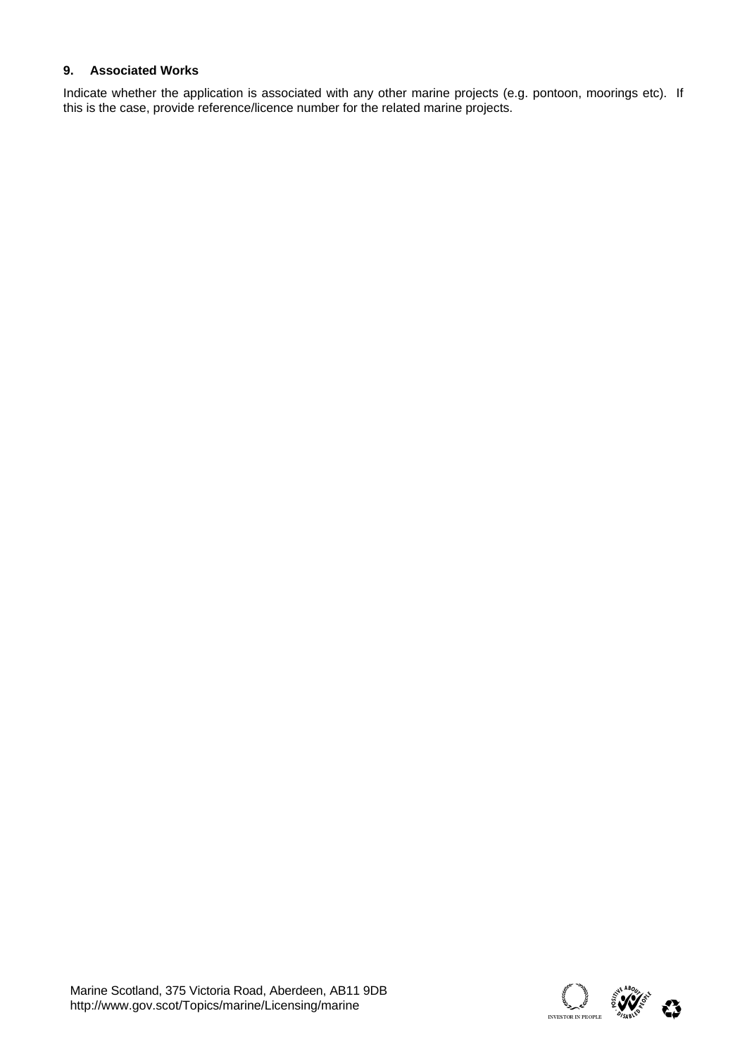## 9. Associated Works

Indicate whether the application is associated with any other marine projects (e.g. pontoon, moorings etc). If this is the case, provide reference/licence number for the related marine projects.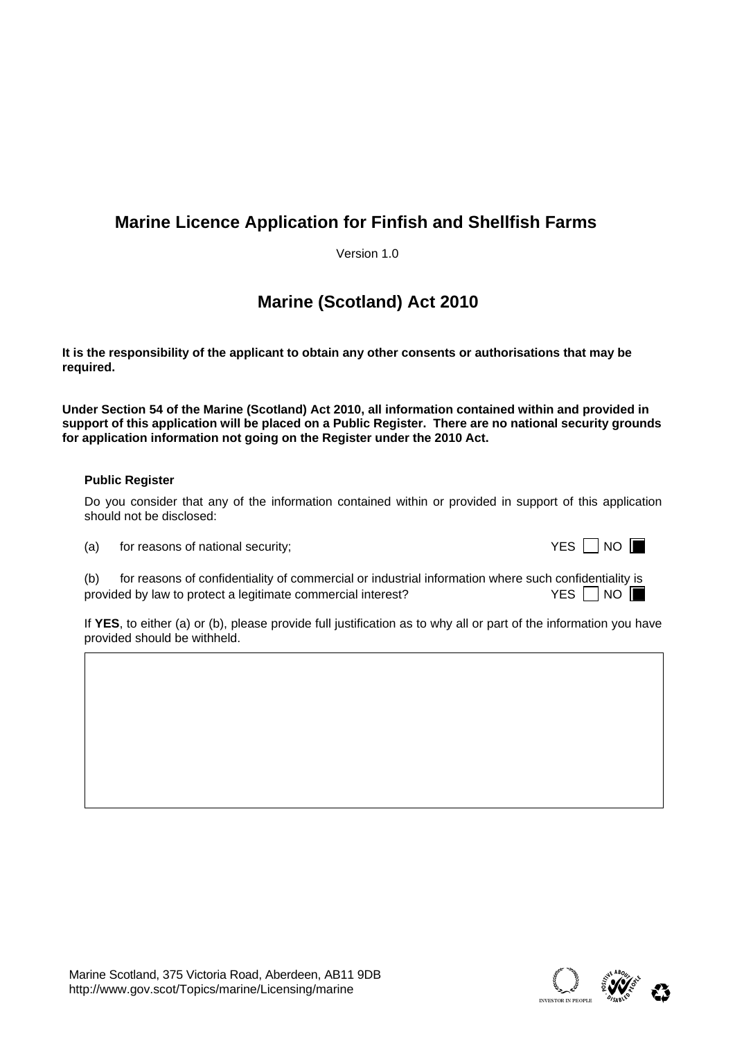# Marine Licence Application for Finfish and Shellfish Farms

Version 1.0

# Marine (Scotland) Act 2010

**It is the responsibility of the applicant to obtain any other consents or authorisations that may be required.**

**Under Section 54 of the Marine (Scotland) Act 2010, all information contained within and provided in support of this application will be placed on a Public Register. There are no national security grounds for application information not going on the Register under the 2010 Act.**

**Public Register**

Do you consider that any of the information contained within or provided in support of this application should not be disclosed:

(a) for reasons of national security; YES ☐ NO ☒

(b) for reasons of confidentiality of commercial or industrial information where such confidentiality is provided by law to protect a legitimate commercial interest? YES ☐ NO ☒

If **YES**, to either (a) or (b), please provide full justification as to why all or part of the information you have provided should be withheld.

| |
|---|
| |

Marine Scotland, 375 Victoria Road, Aberdeen, AB11 9DB
http://www.gov.scot/Topics/marine/Licensing/marine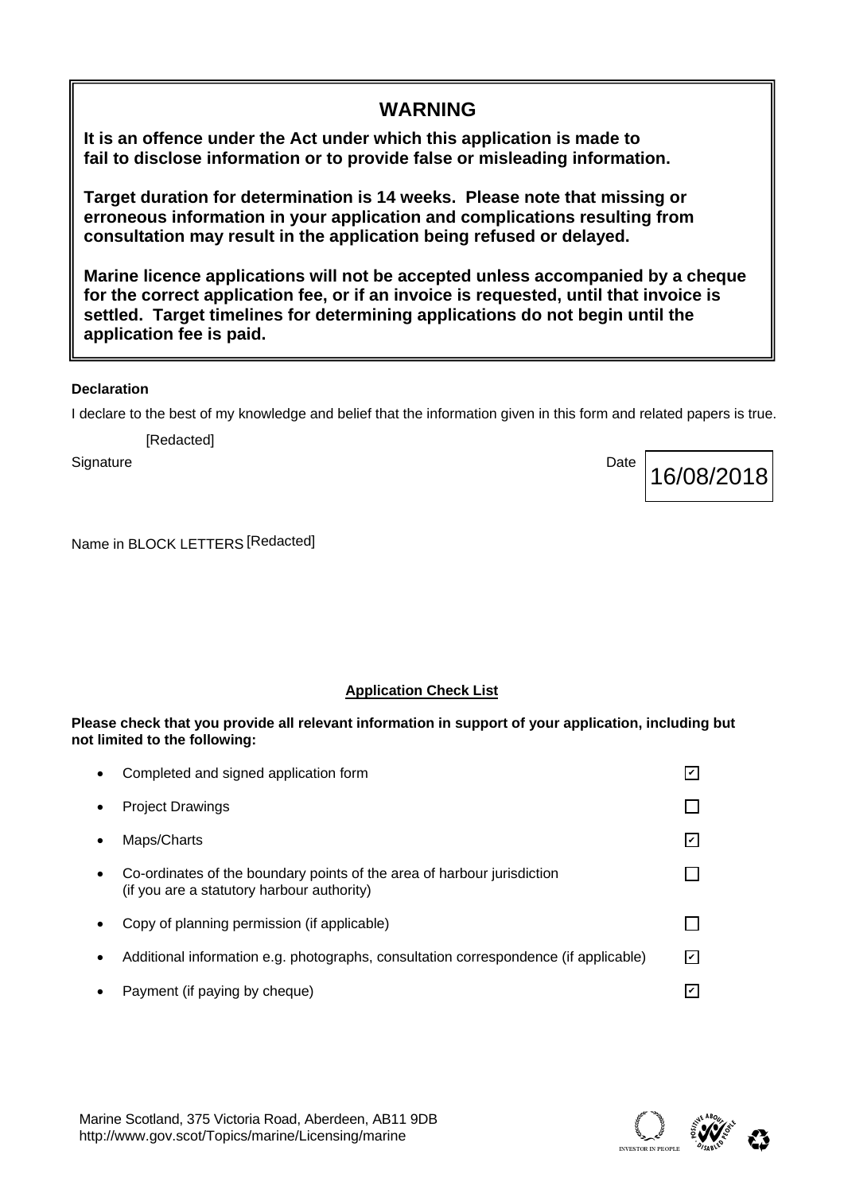## WARNING

**It is an offence under the Act under which this application is made to fail to disclose information or to provide false or misleading information.**

**Target duration for determination is 14 weeks. Please note that missing or erroneous information in your application and complications resulting from consultation may result in the application being refused or delayed.**

**Marine licence applications will not be accepted unless accompanied by a cheque for the correct application fee, or if an invoice is requested, until that invoice is settled. Target timelines for determining applications do not begin until the application fee is paid.**

**Declaration**

I declare to the best of my knowledge and belief that the information given in this form and related papers is true.

Signature [Redacted]

Date 16/08/2018

Name in BLOCK LETTERS [Redacted]

**Application Check List**

**Please check that you provide all relevant information in support of your application, including but not limited to the following:**

- Completed and signed application form ☑
- Project Drawings ☐
- Maps/Charts ☑
- Co-ordinates of the boundary points of the area of harbour jurisdiction (if you are a statutory harbour authority) ☐
- Copy of planning permission (if applicable) ☐
- Additional information e.g. photographs, consultation correspondence (if applicable) ☑
- Payment (if paying by cheque) ☑

Marine Scotland, 375 Victoria Road, Aberdeen, AB11 9DB
http://www.gov.scot/Topics/marine/Licensing/marine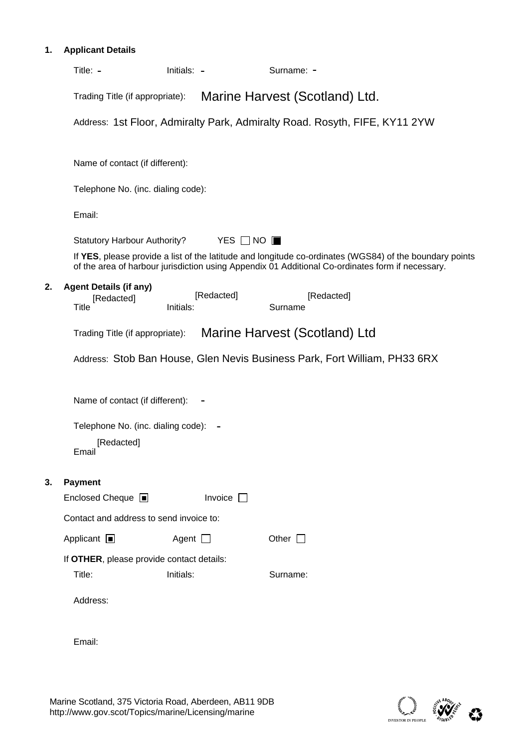## 1. Applicant Details

Title: -　　Initials: -　　Surname: -

Trading Title (if appropriate): Marine Harvest (Scotland) Ltd.

Address: 1st Floor, Admiralty Park, Admiralty Road. Rosyth, FIFE, KY11 2YW

Name of contact (if different):

Telephone No. (inc. dialing code):

Email:

Statutory Harbour Authority?　YES ☐ NO ■

If **YES**, please provide a list of the latitude and longitude co-ordinates (WGS84) of the boundary points of the area of harbour jurisdiction using Appendix 01 Additional Co-ordinates form if necessary.

## 2. Agent Details (if any)

Title [Redacted]　Initials: [Redacted]　Surname [Redacted]

Trading Title (if appropriate): Marine Harvest (Scotland) Ltd

Address: Stob Ban House, Glen Nevis Business Park, Fort William, PH33 6RX

Name of contact (if different): -

Telephone No. (inc. dialing code): -

Email [Redacted]

## 3. Payment

Enclosed Cheque ■　Invoice ☐

Contact and address to send invoice to:

Applicant ■　Agent ☐　Other ☐

If **OTHER**, please provide contact details:

Title:　Initials:　Surname:

Address:

Email:

Marine Scotland, 375 Victoria Road, Aberdeen, AB11 9DB
http://www.gov.scot/Topics/marine/Licensing/marine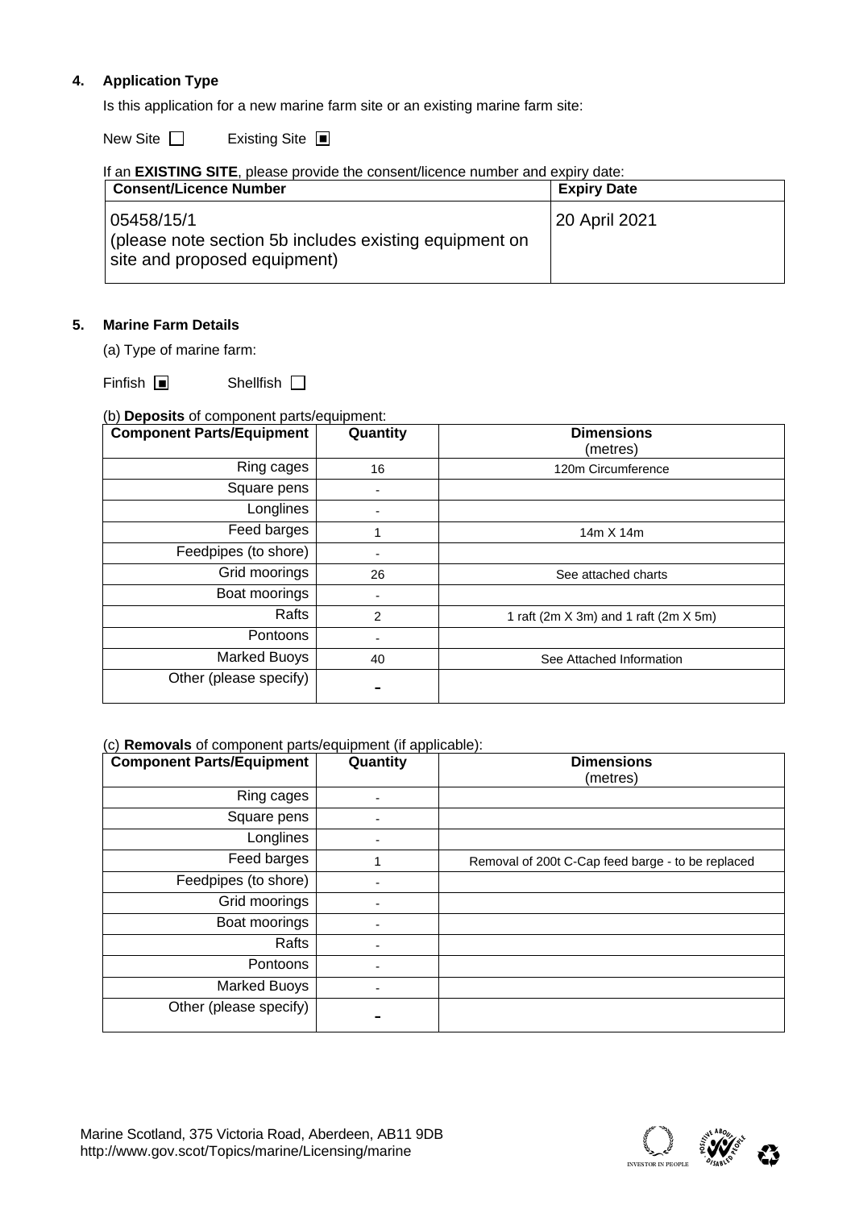**4. Application Type**

Is this application for a new marine farm site or an existing marine farm site:

New Site ☐ Existing Site ■

If an **EXISTING SITE**, please provide the consent/licence number and expiry date:

| Consent/Licence Number | Expiry Date |
|---|---|
| 05458/15/1 (please note section 5b includes existing equipment on site and proposed equipment) | 20 April 2021 |

**5. Marine Farm Details**

(a) Type of marine farm:

Finfish ■ Shellfish ☐

(b) **Deposits** of component parts/equipment:

| Component Parts/Equipment | Quantity | Dimensions (metres) |
|---|---|---|
| Ring cages | 16 | 120m Circumference |
| Square pens | - | |
| Longlines | - | |
| Feed barges | 1 | 14m X 14m |
| Feedpipes (to shore) | - | |
| Grid moorings | 26 | See attached charts |
| Boat moorings | - | |
| Rafts | 2 | 1 raft (2m X 3m) and 1 raft (2m X 5m) |
| Pontoons | - | |
| Marked Buoys | 40 | See Attached Information |
| Other (please specify) | - | |

(c) **Removals** of component parts/equipment (if applicable):

| Component Parts/Equipment | Quantity | Dimensions (metres) |
|---|---|---|
| Ring cages | - | |
| Square pens | - | |
| Longlines | - | |
| Feed barges | 1 | Removal of 200t C-Cap feed barge - to be replaced |
| Feedpipes (to shore) | - | |
| Grid moorings | - | |
| Boat moorings | - | |
| Rafts | - | |
| Pontoons | - | |
| Marked Buoys | - | |
| Other (please specify) | - | |

Marine Scotland, 375 Victoria Road, Aberdeen, AB11 9DB
http://www.gov.scot/Topics/marine/Licensing/marine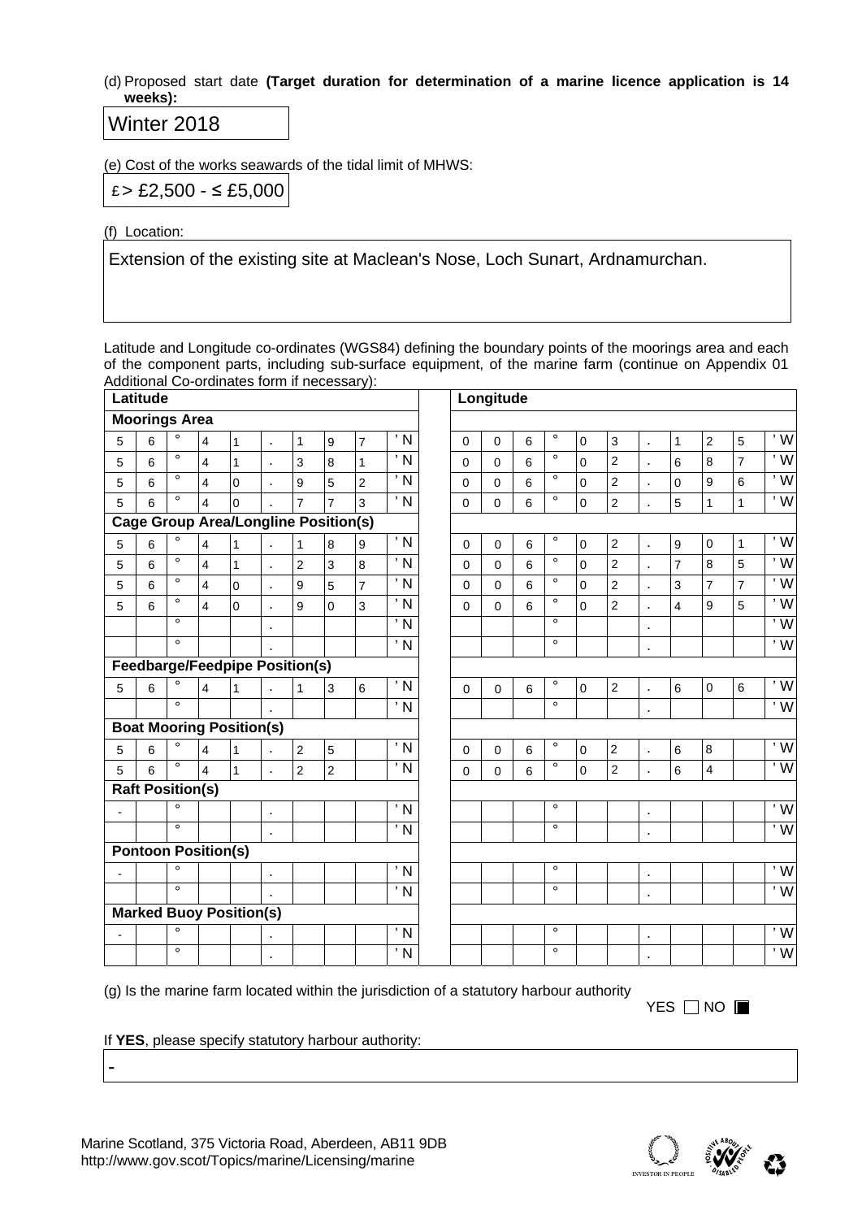(d) Proposed start date **(Target duration for determination of a marine licence application is 14 weeks):**

Winter 2018

(e) Cost of the works seawards of the tidal limit of MHWS:

£ > £2,500 - ≤ £5,000

(f) Location:

Extension of the existing site at Maclean's Nose, Loch Sunart, Ardnamurchan.

Latitude and Longitude co-ordinates (WGS84) defining the boundary points of the moorings area and each of the component parts, including sub-surface equipment, of the marine farm (continue on Appendix 01 Additional Co-ordinates form if necessary):

| Latitude | Longitude |
|---|---|
| **Moorings Area** | |
| 56° 41.197' N | 006° 03.125' W |
| 56° 41.381' N | 006° 02.687' W |
| 56° 40.952' N | 006° 02.096' W |
| 56° 40.773' N | 006° 02.511' W |
| **Cage Group Area/Longline Position(s)** | |
| 56° 41.189' N | 006° 02.901' W |
| 56° 41.238' N | 006° 02.785' W |
| 56° 40.957' N | 006° 02.377' W |
| 56° 40.903' N | 006° 02.495' W |
| ° . ' N | ° . ' W |
| ° . ' N | ° . ' W |
| **Feedbarge/Feedpipe Position(s)** | |
| 56° 41.136' N | 006° 02.606' W |
| ° . ' N | ° . ' W |
| **Boat Mooring Position(s)** | |
| 56° 41.25' N | 006° 02.68' W |
| 56° 41.22' N | 006° 02.64' W |
| **Raft Position(s)** | |
| - ° . ' N | ° . ' W |
| ° . ' N | ° . ' W |
| **Pontoon Position(s)** | |
| - ° . ' N | ° . ' W |
| ° . ' N | ° . ' W |
| **Marked Buoy Position(s)** | |
| - ° . ' N | ° . ' W |
| ° . ' N | ° . ' W |

(g) Is the marine farm located within the jurisdiction of a statutory harbour authority

YES ☐ NO ■

If **YES**, please specify statutory harbour authority:

-

Marine Scotland, 375 Victoria Road, Aberdeen, AB11 9DB
http://www.gov.scot/Topics/marine/Licensing/marine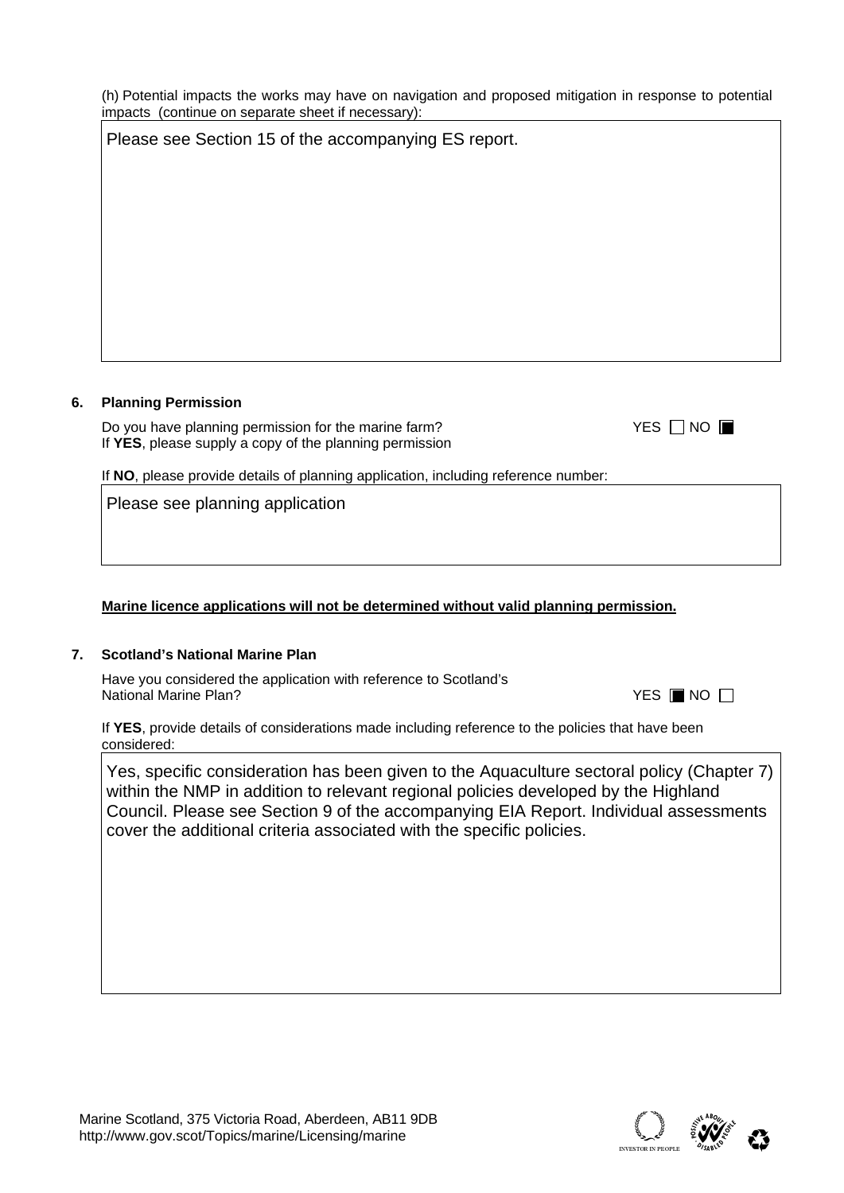(h) Potential impacts the works may have on navigation and proposed mitigation in response to potential impacts (continue on separate sheet if necessary):

Please see Section 15 of the accompanying ES report.

**6. Planning Permission**

Do you have planning permission for the marine farm? YES ☐ NO ■
If **YES**, please supply a copy of the planning permission

If **NO**, please provide details of planning application, including reference number:

Please see planning application

**Marine licence applications will not be determined without valid planning permission.**

**7. Scotland's National Marine Plan**

Have you considered the application with reference to Scotland's National Marine Plan? YES ■ NO ☐

If **YES**, provide details of considerations made including reference to the policies that have been considered:

Yes, specific consideration has been given to the Aquaculture sectoral policy (Chapter 7) within the NMP in addition to relevant regional policies developed by the Highland Council. Please see Section 9 of the accompanying EIA Report. Individual assessments cover the additional criteria associated with the specific policies.

Marine Scotland, 375 Victoria Road, Aberdeen, AB11 9DB
http://www.gov.scot/Topics/marine/Licensing/marine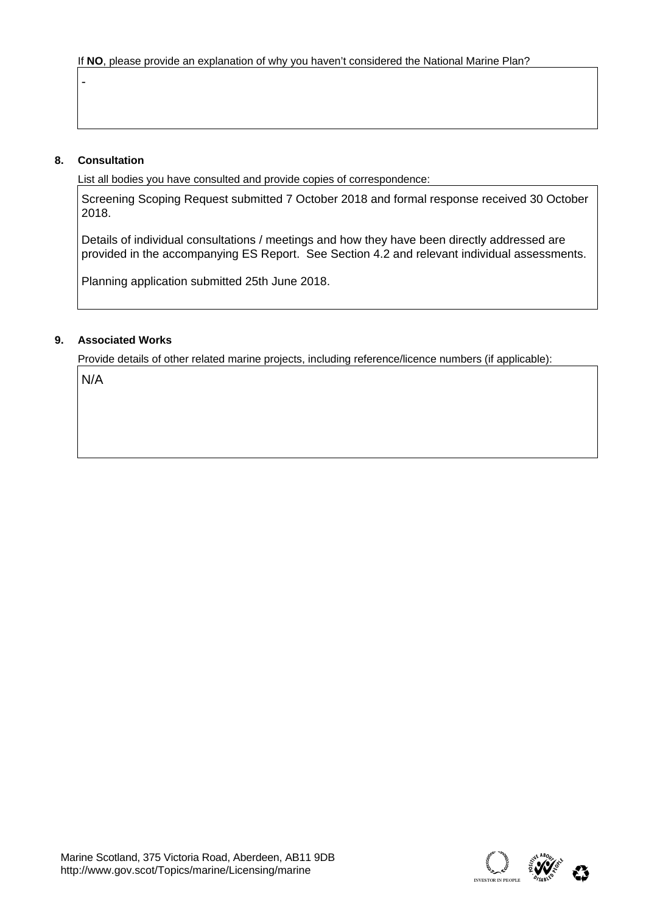If **NO**, please provide an explanation of why you haven't considered the National Marine Plan?

-

**8. Consultation**

List all bodies you have consulted and provide copies of correspondence:

Screening Scoping Request submitted 7 October 2018 and formal response received 30 October 2018.

Details of individual consultations / meetings and how they have been directly addressed are provided in the accompanying ES Report. See Section 4.2 and relevant individual assessments.

Planning application submitted 25th June 2018.

**9. Associated Works**

Provide details of other related marine projects, including reference/licence numbers (if applicable):

N/A